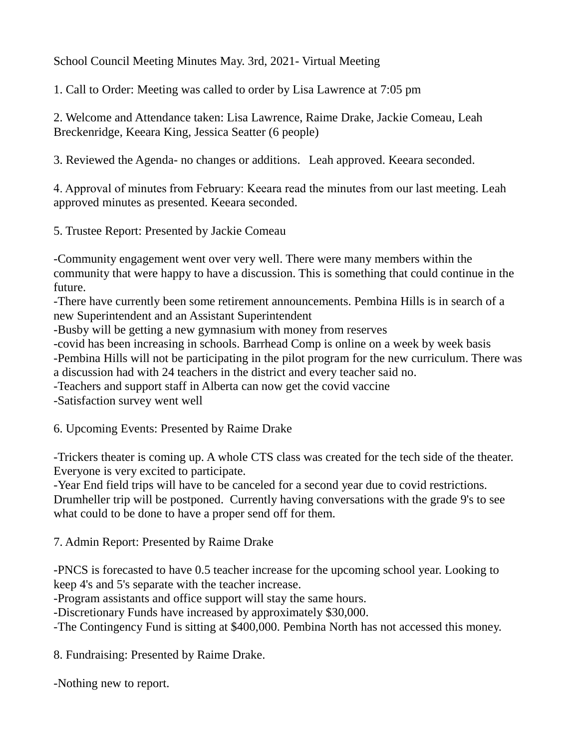School Council Meeting Minutes May. 3rd, 2021- Virtual Meeting

1. Call to Order: Meeting was called to order by Lisa Lawrence at 7:05 pm

2. Welcome and Attendance taken: Lisa Lawrence, Raime Drake, Jackie Comeau, Leah Breckenridge, Keeara King, Jessica Seatter (6 people)

3. Reviewed the Agenda- no changes or additions. Leah approved. Keeara seconded.

4. Approval of minutes from February: Keeara read the minutes from our last meeting. Leah approved minutes as presented. Keeara seconded.

5. Trustee Report: Presented by Jackie Comeau

-Community engagement went over very well. There were many members within the community that were happy to have a discussion. This is something that could continue in the future.
-There have currently been some retirement announcements. Pembina Hills is in search of a new Superintendent and an Assistant Superintendent
-Busby will be getting a new gymnasium with money from reserves
-covid has been increasing in schools. Barrhead Comp is online on a week by week basis
-Pembina Hills will not be participating in the pilot program for the new curriculum. There was a discussion had with 24 teachers in the district and every teacher said no.
-Teachers and support staff in Alberta can now get the covid vaccine
-Satisfaction survey went well

6. Upcoming Events: Presented by Raime Drake

-Trickers theater is coming up. A whole CTS class was created for the tech side of the theater. Everyone is very excited to participate.
-Year End field trips will have to be canceled for a second year due to covid restrictions. Drumheller trip will be postponed. Currently having conversations with the grade 9's to see what could to be done to have a proper send off for them.

7. Admin Report: Presented by Raime Drake

-PNCS is forecasted to have 0.5 teacher increase for the upcoming school year. Looking to keep 4's and 5's separate with the teacher increase.
-Program assistants and office support will stay the same hours.
-Discretionary Funds have increased by approximately $30,000.
-The Contingency Fund is sitting at $400,000. Pembina North has not accessed this money.

8. Fundraising: Presented by Raime Drake.

-Nothing new to report.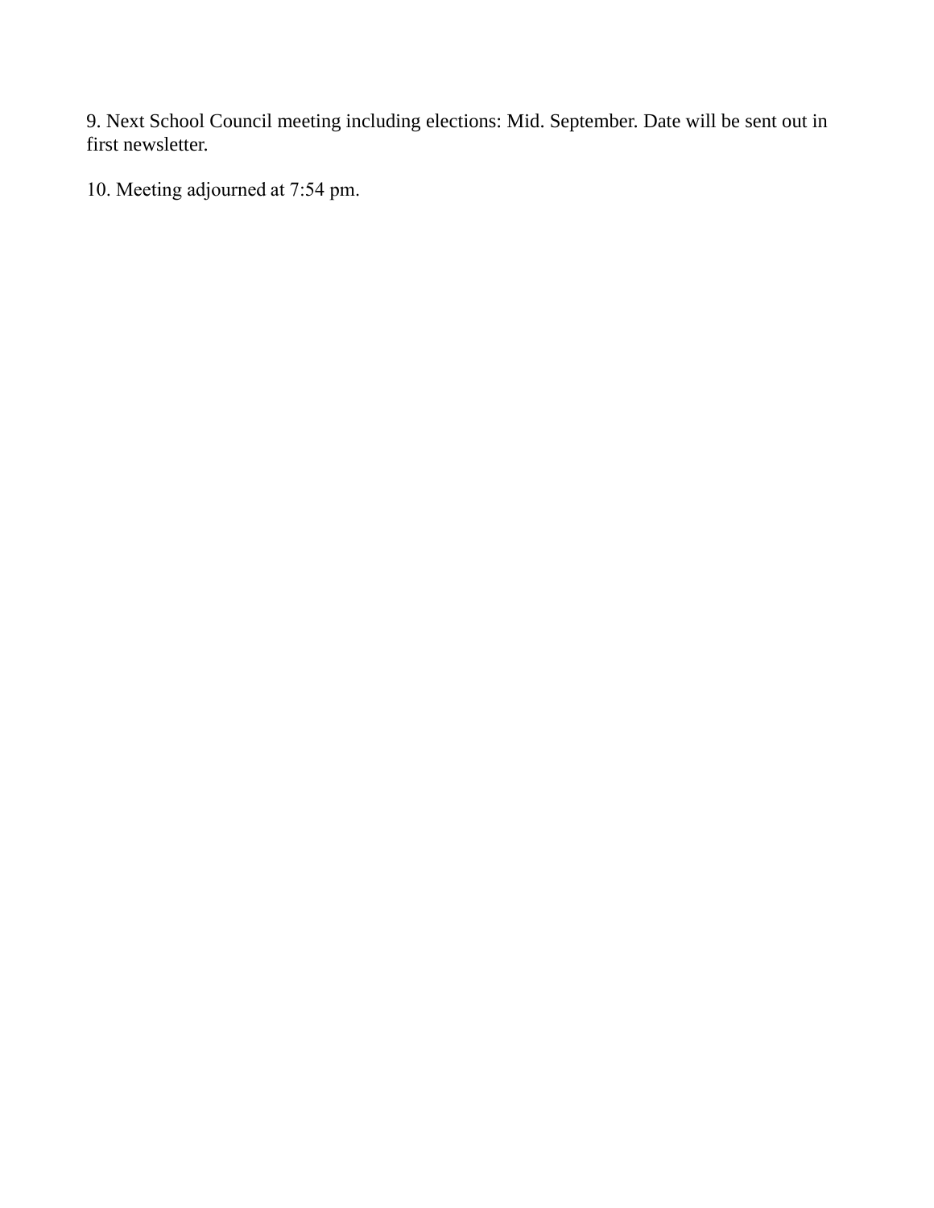9. Next School Council meeting including elections: Mid. September. Date will be sent out in first newsletter.

10. Meeting adjourned at 7:54 pm.